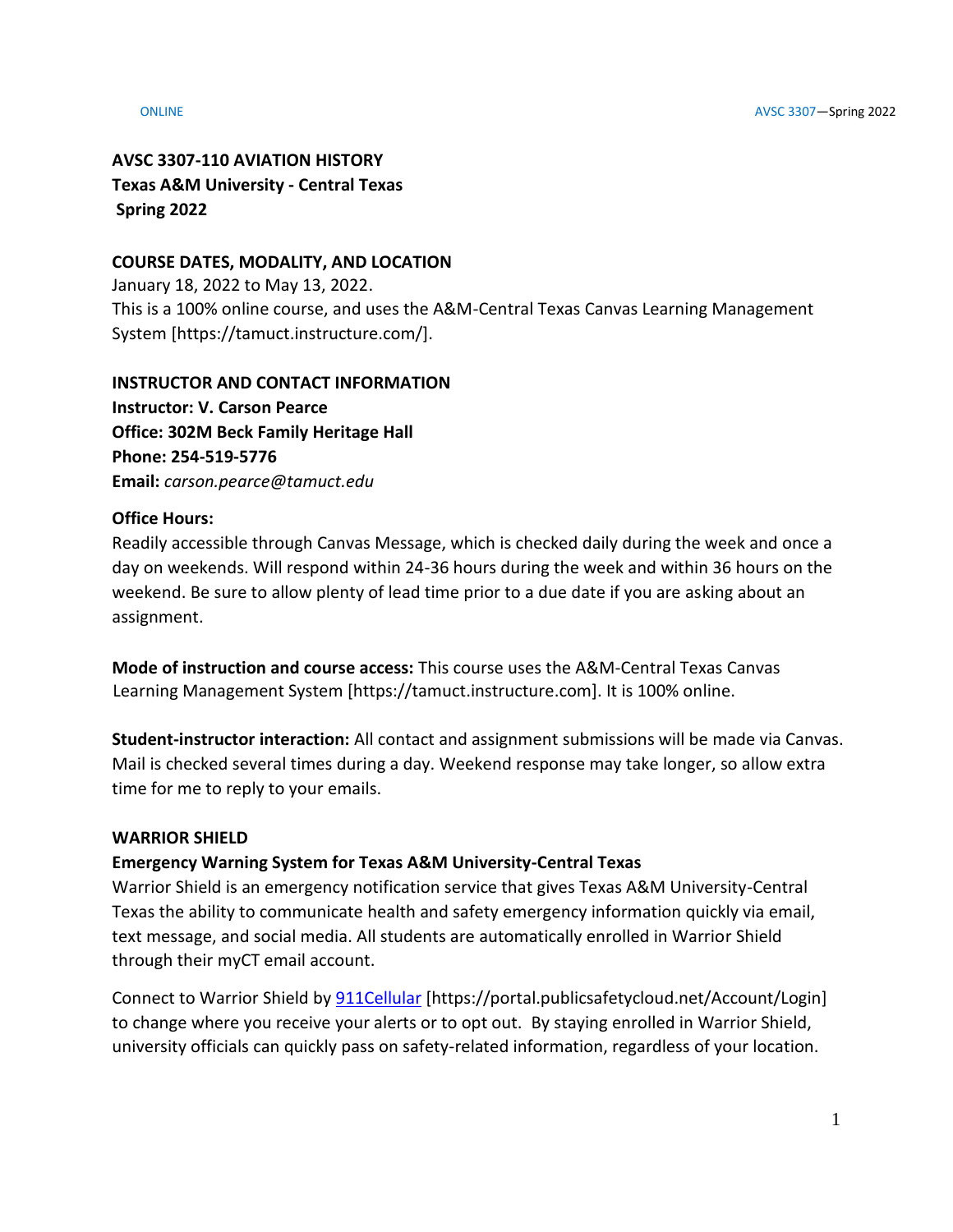**AVSC 3307-110 AVIATION HISTORY**
**Texas A&M University - Central Texas**
**Spring 2022**

## COURSE DATES, MODALITY, AND LOCATION

January 18, 2022 to May 13, 2022.
This is a 100% online course, and uses the A&M-Central Texas Canvas Learning Management System [https://tamuct.instructure.com/].

## INSTRUCTOR AND CONTACT INFORMATION

**Instructor: V. Carson Pearce**
**Office: 302M Beck Family Heritage Hall**
**Phone: 254-519-5776**
**Email:** *carson.pearce@tamuct.edu*

**Office Hours:**
Readily accessible through Canvas Message, which is checked daily during the week and once a day on weekends. Will respond within 24-36 hours during the week and within 36 hours on the weekend. Be sure to allow plenty of lead time prior to a due date if you are asking about an assignment.

**Mode of instruction and course access:** This course uses the A&M-Central Texas Canvas Learning Management System [https://tamuct.instructure.com]. It is 100% online.

**Student-instructor interaction:** All contact and assignment submissions will be made via Canvas. Mail is checked several times during a day. Weekend response may take longer, so allow extra time for me to reply to your emails.

## WARRIOR SHIELD

### Emergency Warning System for Texas A&M University-Central Texas

Warrior Shield is an emergency notification service that gives Texas A&M University-Central Texas the ability to communicate health and safety emergency information quickly via email, text message, and social media. All students are automatically enrolled in Warrior Shield through their myCT email account.

Connect to Warrior Shield by 911Cellular [https://portal.publicsafetycloud.net/Account/Login] to change where you receive your alerts or to opt out. By staying enrolled in Warrior Shield, university officials can quickly pass on safety-related information, regardless of your location.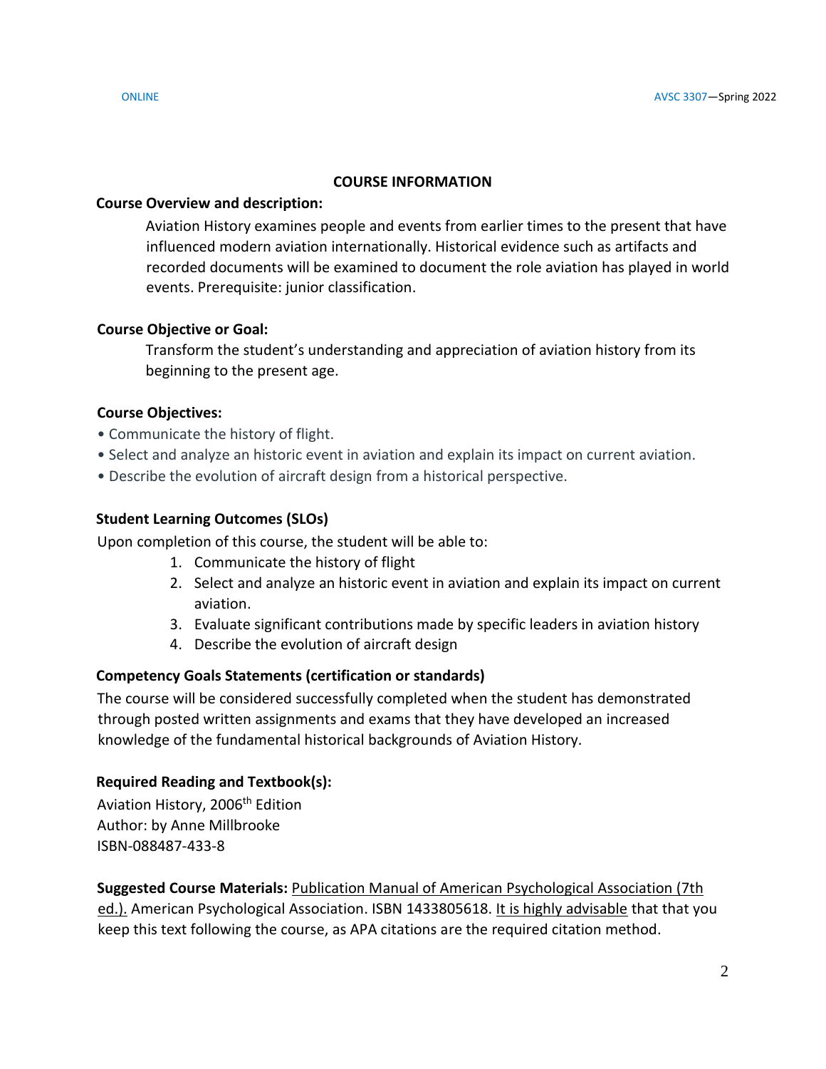## COURSE INFORMATION

**Course Overview and description:**

Aviation History examines people and events from earlier times to the present that have influenced modern aviation internationally. Historical evidence such as artifacts and recorded documents will be examined to document the role aviation has played in world events. Prerequisite: junior classification.

**Course Objective or Goal:**

Transform the student's understanding and appreciation of aviation history from its beginning to the present age.

**Course Objectives:**

- Communicate the history of flight.
- Select and analyze an historic event in aviation and explain its impact on current aviation.
- Describe the evolution of aircraft design from a historical perspective.

**Student Learning Outcomes (SLOs)**

Upon completion of this course, the student will be able to:

1. Communicate the history of flight
2. Select and analyze an historic event in aviation and explain its impact on current aviation.
3. Evaluate significant contributions made by specific leaders in aviation history
4. Describe the evolution of aircraft design

**Competency Goals Statements (certification or standards)**

The course will be considered successfully completed when the student has demonstrated through posted written assignments and exams that they have developed an increased knowledge of the fundamental historical backgrounds of Aviation History.

**Required Reading and Textbook(s):**

Aviation History, 2006th Edition
Author: by Anne Millbrooke
ISBN-088487-433-8

**Suggested Course Materials:** Publication Manual of American Psychological Association (7th ed.). American Psychological Association. ISBN 1433805618. It is highly advisable that you keep this text following the course, as APA citations are the required citation method.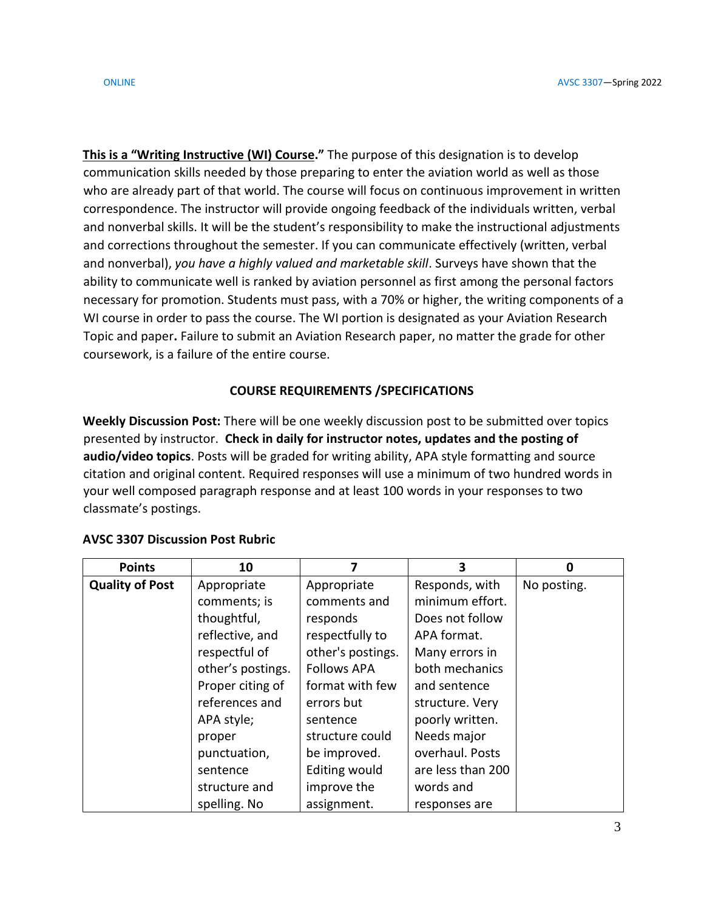**<u>This is a "Writing Instructive (WI) Course</u>."** The purpose of this designation is to develop communication skills needed by those preparing to enter the aviation world as well as those who are already part of that world. The course will focus on continuous improvement in written correspondence. The instructor will provide ongoing feedback of the individuals written, verbal and nonverbal skills. It will be the student's responsibility to make the instructional adjustments and corrections throughout the semester. If you can communicate effectively (written, verbal and nonverbal), *you have a highly valued and marketable skill*. Surveys have shown that the ability to communicate well is ranked by aviation personnel as first among the personal factors necessary for promotion. Students must pass, with a 70% or higher, the writing components of a WI course in order to pass the course. The WI portion is designated as your Aviation Research Topic and paper**.** Failure to submit an Aviation Research paper, no matter the grade for other coursework, is a failure of the entire course.

## COURSE REQUIREMENTS /SPECIFICATIONS

**Weekly Discussion Post:** There will be one weekly discussion post to be submitted over topics presented by instructor. **Check in daily for instructor notes, updates and the posting of audio/video topics**. Posts will be graded for writing ability, APA style formatting and source citation and original content. Required responses will use a minimum of two hundred words in your well composed paragraph response and at least 100 words in your responses to two classmate's postings.

**AVSC 3307 Discussion Post Rubric**

| Points | 10 | 7 | 3 | 0 |
|---|---|---|---|---|
| **Quality of Post** | Appropriate comments; is thoughtful, reflective, and respectful of other's postings. Proper citing of references and APA style; proper punctuation, sentence structure and spelling. No | Appropriate comments and responds respectfully to other's postings. Follows APA format with few errors but sentence structure could be improved. Editing would improve the assignment. | Responds, with minimum effort. Does not follow APA format. Many errors in both mechanics and sentence structure. Very poorly written. Needs major overhaul. Posts are less than 200 words and responses are | No posting. |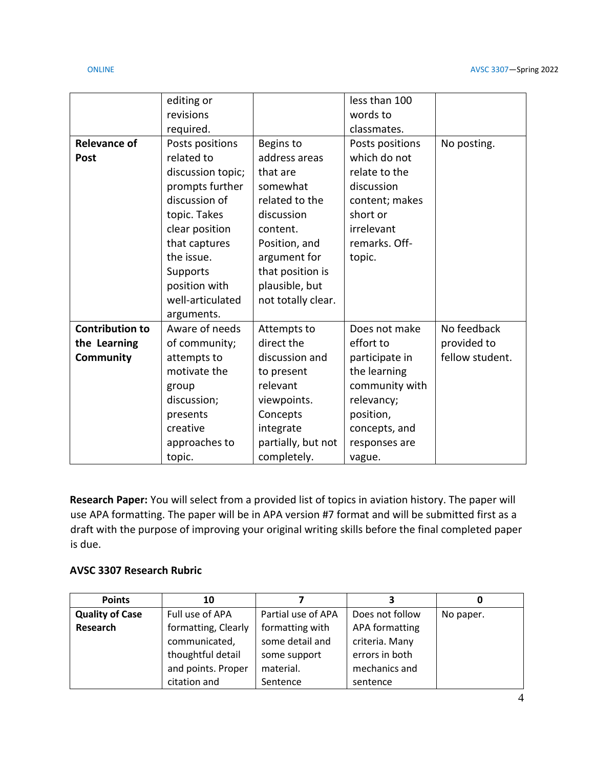| | | | | |
|---|---|---|---|---|
| | editing or revisions required. | | less than 100 words to classmates. | |
| **Relevance of Post** | Posts positions related to discussion topic; prompts further discussion of topic. Takes clear position that captures the issue. Supports position with well-articulated arguments. | Begins to address areas that are somewhat related to the discussion content. Position, and argument for that position is plausible, but not totally clear. | Posts positions which do not relate to the discussion content; makes short or irrelevant remarks. Off-topic. | No posting. |
| **Contribution to the Learning Community** | Aware of needs of community; attempts to motivate the group discussion; presents creative approaches to topic. | Attempts to direct the discussion and to present relevant viewpoints. Concepts integrate partially, but not completely. | Does not make effort to participate in the learning community with relevancy; position, concepts, and responses are vague. | No feedback provided to fellow student. |

**Research Paper:** You will select from a provided list of topics in aviation history. The paper will use APA formatting. The paper will be in APA version #7 format and will be submitted first as a draft with the purpose of improving your original writing skills before the final completed paper is due.

**AVSC 3307 Research Rubric**

| Points | 10 | 7 | 3 | 0 |
|---|---|---|---|---|
| **Quality of Case Research** | Full use of APA formatting, Clearly communicated, thoughtful detail and points. Proper citation and | Partial use of APA formatting with some detail and some support material. Sentence | Does not follow APA formatting criteria. Many errors in both mechanics and sentence | No paper. |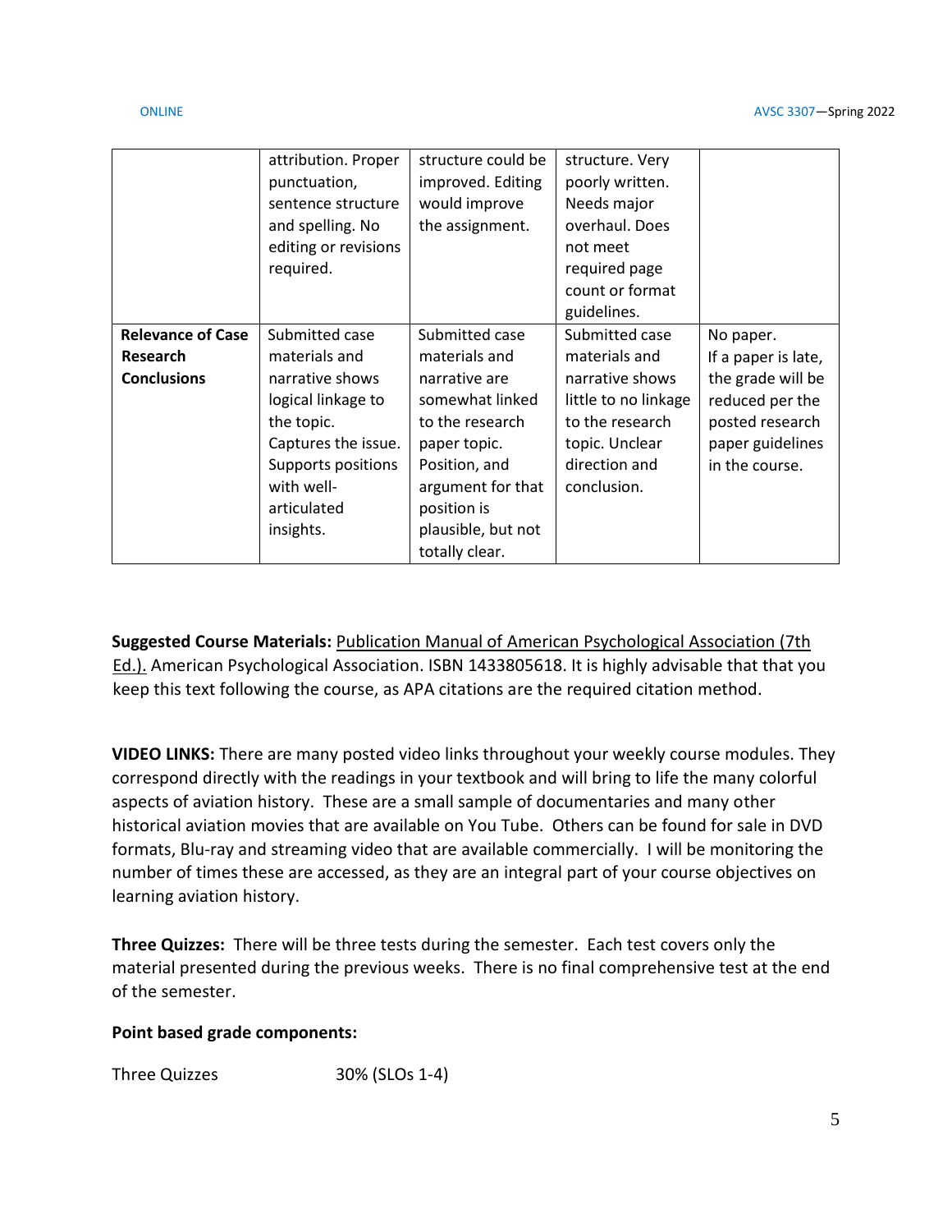| | | | | |
|---|---|---|---|---|
| | attribution. Proper punctuation, sentence structure and spelling. No editing or revisions required. | structure could be improved. Editing would improve the assignment. | structure. Very poorly written. Needs major overhaul. Does not meet required page count or format guidelines. | |
| **Relevance of Case Research Conclusions** | Submitted case materials and narrative shows logical linkage to the topic. Captures the issue. Supports positions with well-articulated insights. | Submitted case materials and narrative are somewhat linked to the research paper topic. Position, and argument for that position is plausible, but not totally clear. | Submitted case materials and narrative shows little to no linkage to the research topic. Unclear direction and conclusion. | No paper. If a paper is late, the grade will be reduced per the posted research paper guidelines in the course. |

**Suggested Course Materials:** Publication Manual of American Psychological Association (7th Ed.). American Psychological Association. ISBN 1433805618. It is highly advisable that that you keep this text following the course, as APA citations are the required citation method.

**VIDEO LINKS:** There are many posted video links throughout your weekly course modules. They correspond directly with the readings in your textbook and will bring to life the many colorful aspects of aviation history. These are a small sample of documentaries and many other historical aviation movies that are available on You Tube. Others can be found for sale in DVD formats, Blu-ray and streaming video that are available commercially. I will be monitoring the number of times these are accessed, as they are an integral part of your course objectives on learning aviation history.

**Three Quizzes:** There will be three tests during the semester. Each test covers only the material presented during the previous weeks. There is no final comprehensive test at the end of the semester.

**Point based grade components:**

Three Quizzes 30% (SLOs 1-4)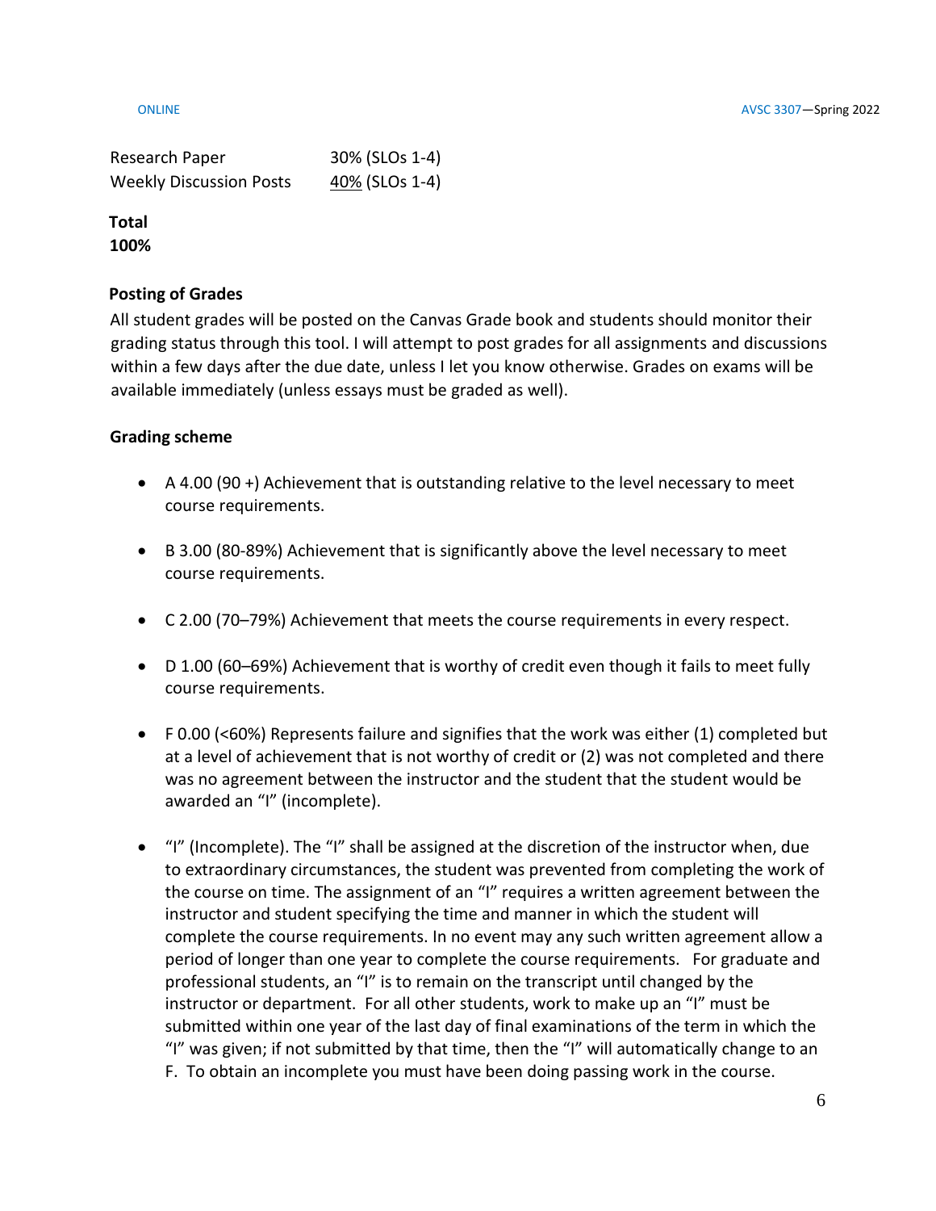| | |
|---|---|
| Research Paper | 30% (SLOs 1-4) |
| Weekly Discussion Posts | 40% (SLOs 1-4) |

**Total**
**100%**

### Posting of Grades

All student grades will be posted on the Canvas Grade book and students should monitor their grading status through this tool. I will attempt to post grades for all assignments and discussions within a few days after the due date, unless I let you know otherwise. Grades on exams will be available immediately (unless essays must be graded as well).

### Grading scheme

- A 4.00 (90 +) Achievement that is outstanding relative to the level necessary to meet course requirements.

- B 3.00 (80-89%) Achievement that is significantly above the level necessary to meet course requirements.

- C 2.00 (70–79%) Achievement that meets the course requirements in every respect.

- D 1.00 (60–69%) Achievement that is worthy of credit even though it fails to meet fully course requirements.

- F 0.00 (<60%) Represents failure and signifies that the work was either (1) completed but at a level of achievement that is not worthy of credit or (2) was not completed and there was no agreement between the instructor and the student that the student would be awarded an "I" (incomplete).

- "I" (Incomplete). The "I" shall be assigned at the discretion of the instructor when, due to extraordinary circumstances, the student was prevented from completing the work of the course on time. The assignment of an "I" requires a written agreement between the instructor and student specifying the time and manner in which the student will complete the course requirements. In no event may any such written agreement allow a period of longer than one year to complete the course requirements. For graduate and professional students, an "I" is to remain on the transcript until changed by the instructor or department. For all other students, work to make up an "I" must be submitted within one year of the last day of final examinations of the term in which the "I" was given; if not submitted by that time, then the "I" will automatically change to an F. To obtain an incomplete you must have been doing passing work in the course.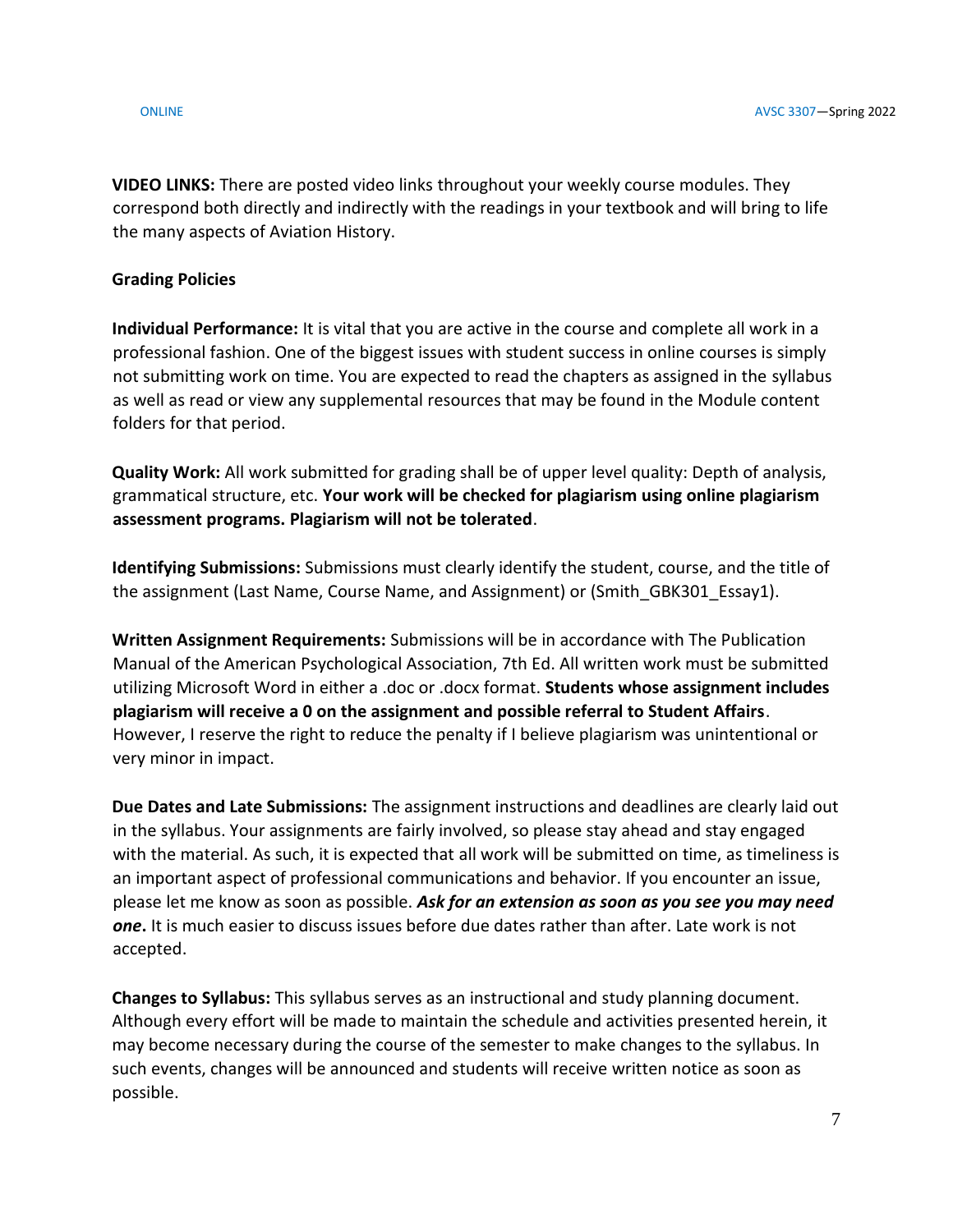**VIDEO LINKS:** There are posted video links throughout your weekly course modules. They correspond both directly and indirectly with the readings in your textbook and will bring to life the many aspects of Aviation History.

**Grading Policies**

**Individual Performance:** It is vital that you are active in the course and complete all work in a professional fashion. One of the biggest issues with student success in online courses is simply not submitting work on time. You are expected to read the chapters as assigned in the syllabus as well as read or view any supplemental resources that may be found in the Module content folders for that period.

**Quality Work:** All work submitted for grading shall be of upper level quality: Depth of analysis, grammatical structure, etc. **Your work will be checked for plagiarism using online plagiarism assessment programs. Plagiarism will not be tolerated**.

**Identifying Submissions:** Submissions must clearly identify the student, course, and the title of the assignment (Last Name, Course Name, and Assignment) or (Smith_GBK301_Essay1).

**Written Assignment Requirements:** Submissions will be in accordance with The Publication Manual of the American Psychological Association, 7th Ed. All written work must be submitted utilizing Microsoft Word in either a .doc or .docx format. **Students whose assignment includes plagiarism will receive a 0 on the assignment and possible referral to Student Affairs**. However, I reserve the right to reduce the penalty if I believe plagiarism was unintentional or very minor in impact.

**Due Dates and Late Submissions:** The assignment instructions and deadlines are clearly laid out in the syllabus. Your assignments are fairly involved, so please stay ahead and stay engaged with the material. As such, it is expected that all work will be submitted on time, as timeliness is an important aspect of professional communications and behavior. If you encounter an issue, please let me know as soon as possible. ***Ask for an extension as soon as you see you may need one*.** It is much easier to discuss issues before due dates rather than after. Late work is not accepted.

**Changes to Syllabus:** This syllabus serves as an instructional and study planning document. Although every effort will be made to maintain the schedule and activities presented herein, it may become necessary during the course of the semester to make changes to the syllabus. In such events, changes will be announced and students will receive written notice as soon as possible.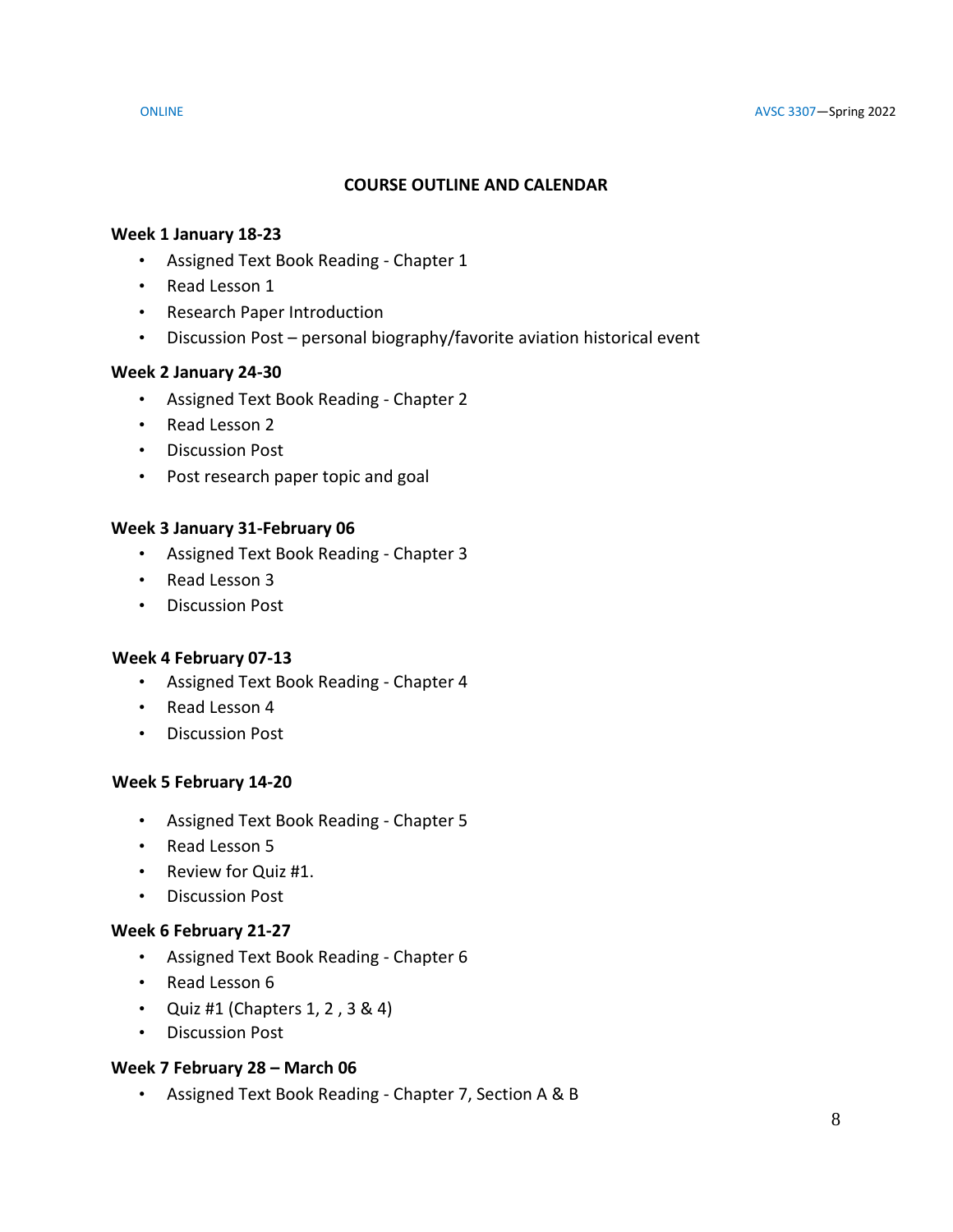## COURSE OUTLINE AND CALENDAR

**Week 1 January 18-23**

- Assigned Text Book Reading - Chapter 1
- Read Lesson 1
- Research Paper Introduction
- Discussion Post – personal biography/favorite aviation historical event

**Week 2 January 24-30**

- Assigned Text Book Reading - Chapter 2
- Read Lesson 2
- Discussion Post
- Post research paper topic and goal

**Week 3 January 31-February 06**

- Assigned Text Book Reading - Chapter 3
- Read Lesson 3
- Discussion Post

**Week 4 February 07-13**

- Assigned Text Book Reading - Chapter 4
- Read Lesson 4
- Discussion Post

**Week 5 February 14-20**

- Assigned Text Book Reading - Chapter 5
- Read Lesson 5
- Review for Quiz #1.
- Discussion Post

**Week 6 February 21-27**

- Assigned Text Book Reading - Chapter 6
- Read Lesson 6
- Quiz #1 (Chapters 1, 2 , 3 & 4)
- Discussion Post

**Week 7 February 28 – March 06**

- Assigned Text Book Reading - Chapter 7, Section A & B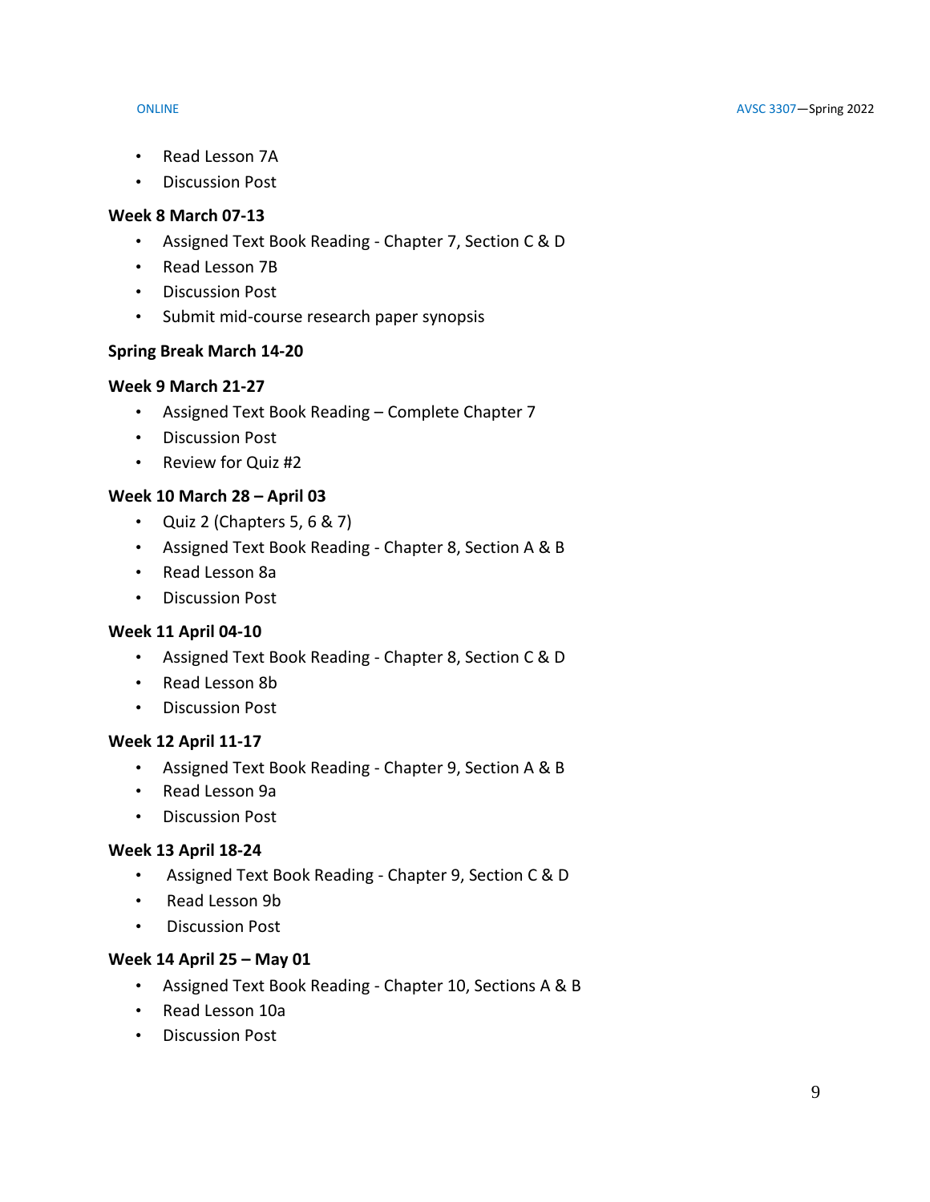- Read Lesson 7A
- Discussion Post

**Week 8 March 07-13**

- Assigned Text Book Reading - Chapter 7, Section C & D
- Read Lesson 7B
- Discussion Post
- Submit mid-course research paper synopsis

**Spring Break March 14-20**

**Week 9 March 21-27**

- Assigned Text Book Reading – Complete Chapter 7
- Discussion Post
- Review for Quiz #2

**Week 10 March 28 – April 03**

- Quiz 2 (Chapters 5, 6 & 7)
- Assigned Text Book Reading - Chapter 8, Section A & B
- Read Lesson 8a
- Discussion Post

**Week 11 April 04-10**

- Assigned Text Book Reading - Chapter 8, Section C & D
- Read Lesson 8b
- Discussion Post

**Week 12 April 11-17**

- Assigned Text Book Reading - Chapter 9, Section A & B
- Read Lesson 9a
- Discussion Post

**Week 13 April 18-24**

- Assigned Text Book Reading - Chapter 9, Section C & D
- Read Lesson 9b
- Discussion Post

**Week 14 April 25 – May 01**

- Assigned Text Book Reading - Chapter 10, Sections A & B
- Read Lesson 10a
- Discussion Post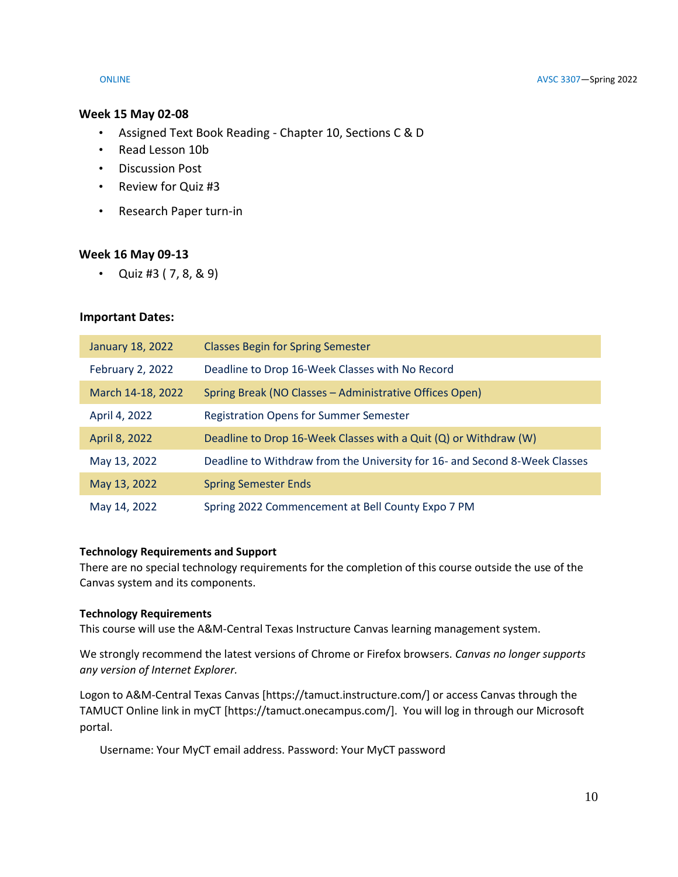**Week 15 May 02-08**

- Assigned Text Book Reading - Chapter 10, Sections C & D
- Read Lesson 10b
- Discussion Post
- Review for Quiz #3
- Research Paper turn-in

**Week 16 May 09-13**

- Quiz #3 ( 7, 8, & 9)

**Important Dates:**

| Date | Event |
|---|---|
| January 18, 2022 | Classes Begin for Spring Semester |
| February 2, 2022 | Deadline to Drop 16-Week Classes with No Record |
| March 14-18, 2022 | Spring Break (NO Classes – Administrative Offices Open) |
| April 4, 2022 | Registration Opens for Summer Semester |
| April 8, 2022 | Deadline to Drop 16-Week Classes with a Quit (Q) or Withdraw (W) |
| May 13, 2022 | Deadline to Withdraw from the University for 16- and Second 8-Week Classes |
| May 13, 2022 | Spring Semester Ends |
| May 14, 2022 | Spring 2022 Commencement at Bell County Expo 7 PM |

**Technology Requirements and Support**

There are no special technology requirements for the completion of this course outside the use of the Canvas system and its components.

**Technology Requirements**

This course will use the A&M-Central Texas Instructure Canvas learning management system.

We strongly recommend the latest versions of Chrome or Firefox browsers. *Canvas no longer supports any version of Internet Explorer.*

Logon to A&M-Central Texas Canvas [https://tamuct.instructure.com/] or access Canvas through the TAMUCT Online link in myCT [https://tamuct.onecampus.com/]. You will log in through our Microsoft portal.

Username: Your MyCT email address. Password: Your MyCT password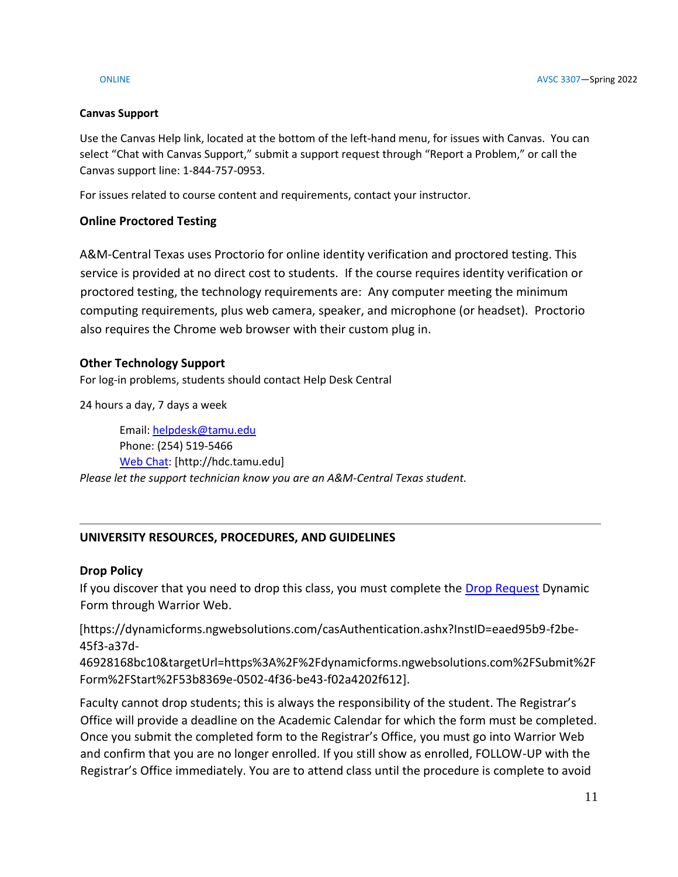**Canvas Support**

Use the Canvas Help link, located at the bottom of the left-hand menu, for issues with Canvas. You can select "Chat with Canvas Support," submit a support request through "Report a Problem," or call the Canvas support line: 1-844-757-0953.

For issues related to course content and requirements, contact your instructor.

### Online Proctored Testing

A&M-Central Texas uses Proctorio for online identity verification and proctored testing. This service is provided at no direct cost to students. If the course requires identity verification or proctored testing, the technology requirements are: Any computer meeting the minimum computing requirements, plus web camera, speaker, and microphone (or headset). Proctorio also requires the Chrome web browser with their custom plug in.

### Other Technology Support

For log-in problems, students should contact Help Desk Central

24 hours a day, 7 days a week

> Email: helpdesk@tamu.edu
> Phone: (254) 519-5466
> Web Chat: [http://hdc.tamu.edu]

*Please let the support technician know you are an A&M-Central Texas student.*

---

## UNIVERSITY RESOURCES, PROCEDURES, AND GUIDELINES

### Drop Policy

If you discover that you need to drop this class, you must complete the Drop Request Dynamic Form through Warrior Web.

[https://dynamicforms.ngwebsolutions.com/casAuthentication.ashx?InstID=eaed95b9-f2be-45f3-a37d-46928168bc10&targetUrl=https%3A%2F%2Fdynamicforms.ngwebsolutions.com%2FSubmit%2FForm%2FStart%2F53b8369e-0502-4f36-be43-f02a4202f612].

Faculty cannot drop students; this is always the responsibility of the student. The Registrar's Office will provide a deadline on the Academic Calendar for which the form must be completed. Once you submit the completed form to the Registrar's Office, you must go into Warrior Web and confirm that you are no longer enrolled. If you still show as enrolled, FOLLOW-UP with the Registrar's Office immediately. You are to attend class until the procedure is complete to avoid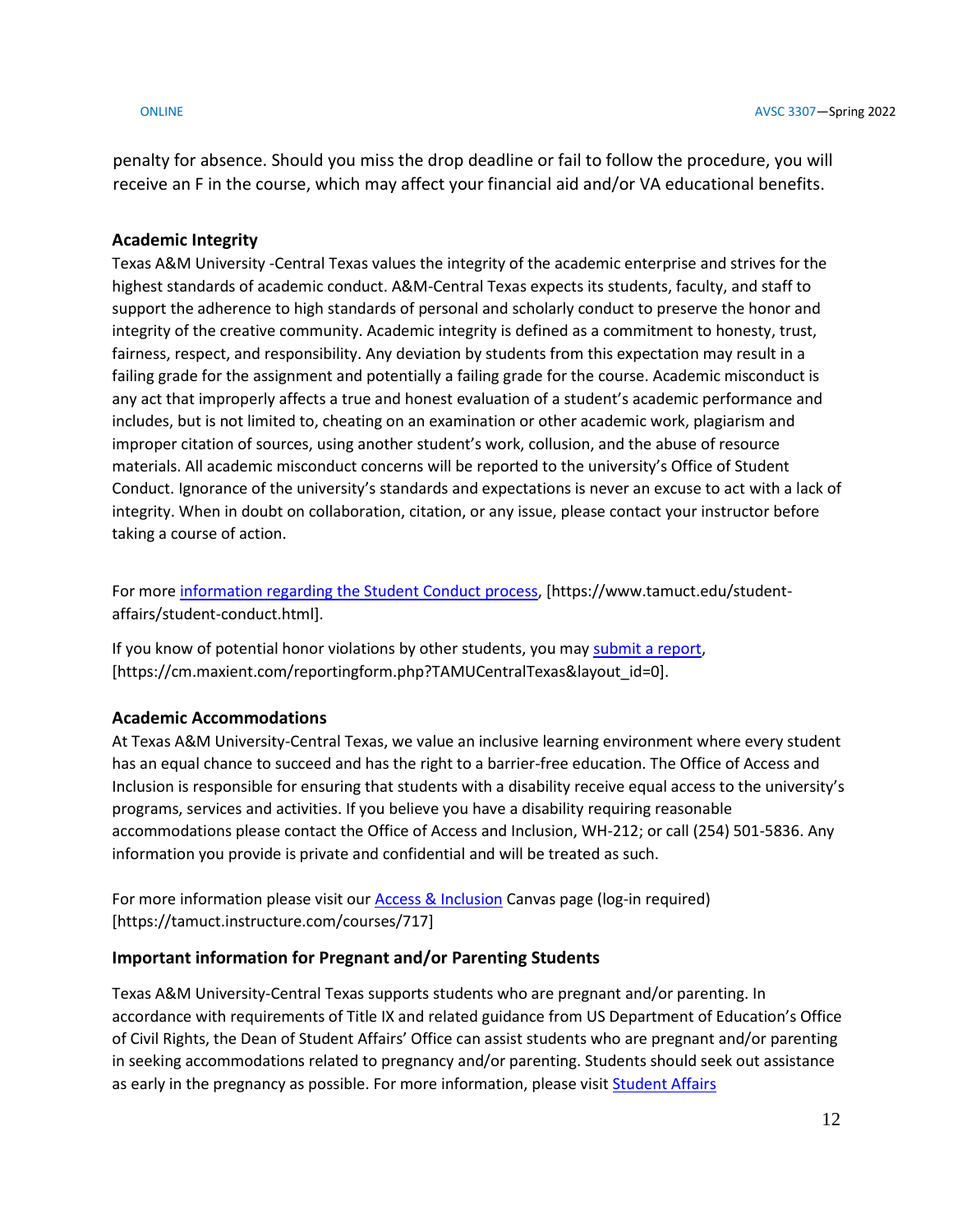penalty for absence. Should you miss the drop deadline or fail to follow the procedure, you will receive an F in the course, which may affect your financial aid and/or VA educational benefits.

### Academic Integrity

Texas A&M University -Central Texas values the integrity of the academic enterprise and strives for the highest standards of academic conduct. A&M-Central Texas expects its students, faculty, and staff to support the adherence to high standards of personal and scholarly conduct to preserve the honor and integrity of the creative community. Academic integrity is defined as a commitment to honesty, trust, fairness, respect, and responsibility. Any deviation by students from this expectation may result in a failing grade for the assignment and potentially a failing grade for the course. Academic misconduct is any act that improperly affects a true and honest evaluation of a student's academic performance and includes, but is not limited to, cheating on an examination or other academic work, plagiarism and improper citation of sources, using another student's work, collusion, and the abuse of resource materials. All academic misconduct concerns will be reported to the university's Office of Student Conduct. Ignorance of the university's standards and expectations is never an excuse to act with a lack of integrity. When in doubt on collaboration, citation, or any issue, please contact your instructor before taking a course of action.

For more information regarding the Student Conduct process, [https://www.tamuct.edu/student-affairs/student-conduct.html].

If you know of potential honor violations by other students, you may submit a report, [https://cm.maxient.com/reportingform.php?TAMUCentralTexas&layout_id=0].

### Academic Accommodations

At Texas A&M University-Central Texas, we value an inclusive learning environment where every student has an equal chance to succeed and has the right to a barrier-free education. The Office of Access and Inclusion is responsible for ensuring that students with a disability receive equal access to the university's programs, services and activities. If you believe you have a disability requiring reasonable accommodations please contact the Office of Access and Inclusion, WH-212; or call (254) 501-5836. Any information you provide is private and confidential and will be treated as such.

For more information please visit our Access & Inclusion Canvas page (log-in required) [https://tamuct.instructure.com/courses/717]

### Important information for Pregnant and/or Parenting Students

Texas A&M University-Central Texas supports students who are pregnant and/or parenting. In accordance with requirements of Title IX and related guidance from US Department of Education's Office of Civil Rights, the Dean of Student Affairs' Office can assist students who are pregnant and/or parenting in seeking accommodations related to pregnancy and/or parenting. Students should seek out assistance as early in the pregnancy as possible. For more information, please visit Student Affairs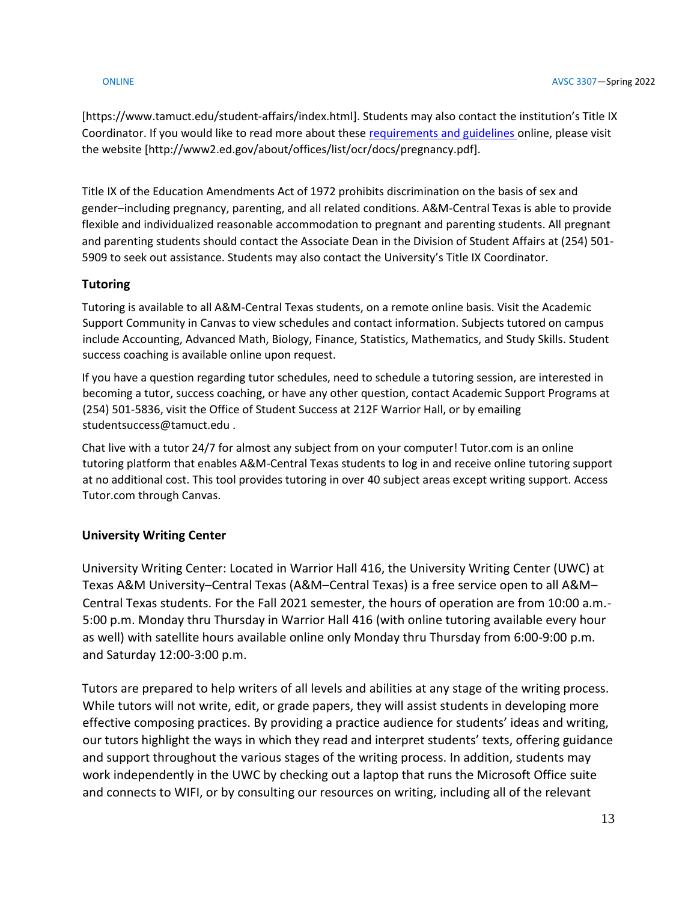[https://www.tamuct.edu/student-affairs/index.html]. Students may also contact the institution's Title IX Coordinator. If you would like to read more about these [requirements and guidelines](http://www2.ed.gov/about/offices/list/ocr/docs/pregnancy.pdf) online, please visit the website [http://www2.ed.gov/about/offices/list/ocr/docs/pregnancy.pdf].

Title IX of the Education Amendments Act of 1972 prohibits discrimination on the basis of sex and gender–including pregnancy, parenting, and all related conditions. A&M-Central Texas is able to provide flexible and individualized reasonable accommodation to pregnant and parenting students. All pregnant and parenting students should contact the Associate Dean in the Division of Student Affairs at (254) 501-5909 to seek out assistance. Students may also contact the University's Title IX Coordinator.

### Tutoring

Tutoring is available to all A&M-Central Texas students, on a remote online basis. Visit the Academic Support Community in Canvas to view schedules and contact information. Subjects tutored on campus include Accounting, Advanced Math, Biology, Finance, Statistics, Mathematics, and Study Skills. Student success coaching is available online upon request.

If you have a question regarding tutor schedules, need to schedule a tutoring session, are interested in becoming a tutor, success coaching, or have any other question, contact Academic Support Programs at (254) 501-5836, visit the Office of Student Success at 212F Warrior Hall, or by emailing studentsuccess@tamuct.edu .

Chat live with a tutor 24/7 for almost any subject from on your computer! Tutor.com is an online tutoring platform that enables A&M-Central Texas students to log in and receive online tutoring support at no additional cost. This tool provides tutoring in over 40 subject areas except writing support. Access Tutor.com through Canvas.

### University Writing Center

University Writing Center: Located in Warrior Hall 416, the University Writing Center (UWC) at Texas A&M University–Central Texas (A&M–Central Texas) is a free service open to all A&M–Central Texas students. For the Fall 2021 semester, the hours of operation are from 10:00 a.m.-5:00 p.m. Monday thru Thursday in Warrior Hall 416 (with online tutoring available every hour as well) with satellite hours available online only Monday thru Thursday from 6:00-9:00 p.m. and Saturday 12:00-3:00 p.m.

Tutors are prepared to help writers of all levels and abilities at any stage of the writing process. While tutors will not write, edit, or grade papers, they will assist students in developing more effective composing practices. By providing a practice audience for students' ideas and writing, our tutors highlight the ways in which they read and interpret students' texts, offering guidance and support throughout the various stages of the writing process. In addition, students may work independently in the UWC by checking out a laptop that runs the Microsoft Office suite and connects to WIFI, or by consulting our resources on writing, including all of the relevant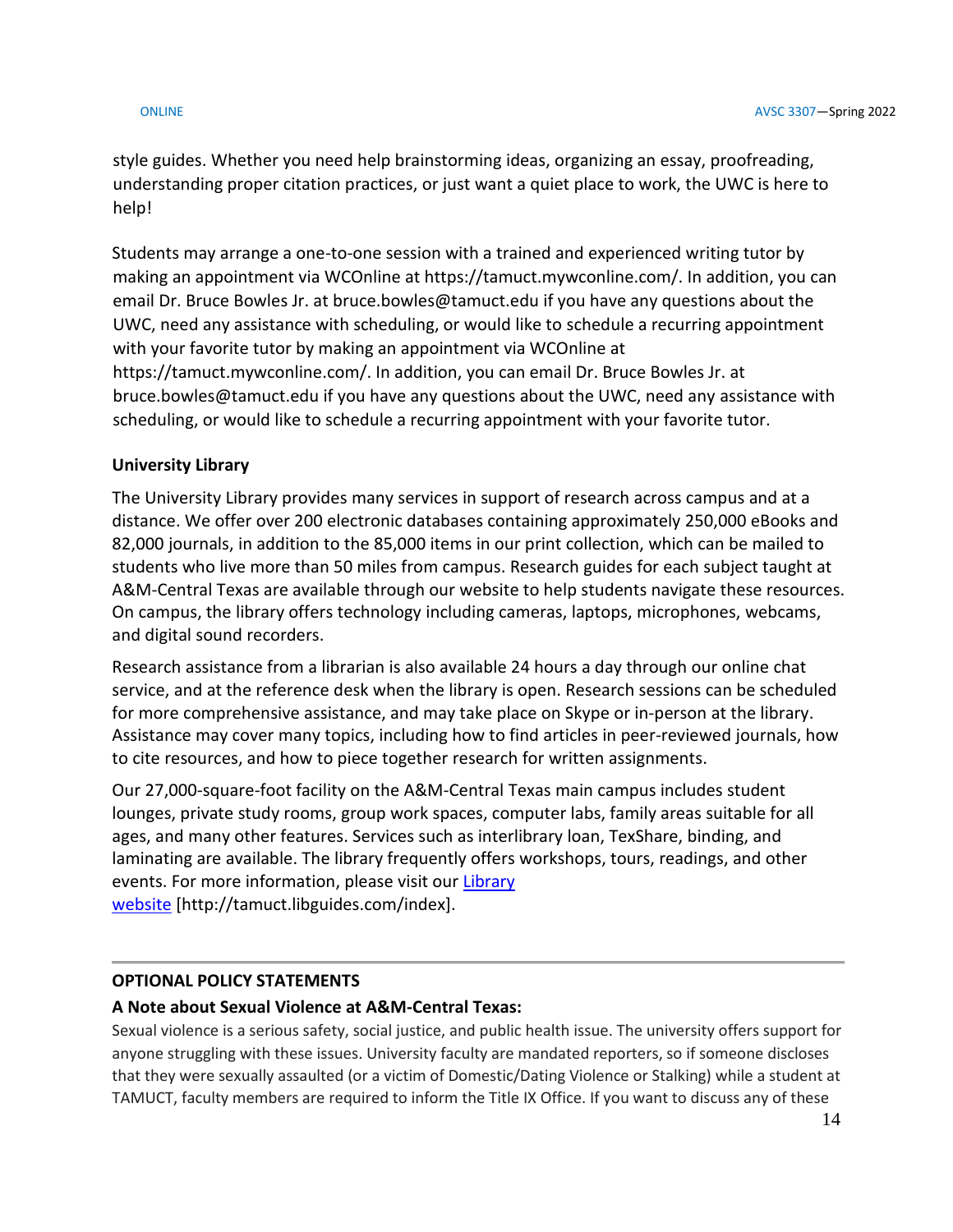style guides. Whether you need help brainstorming ideas, organizing an essay, proofreading, understanding proper citation practices, or just want a quiet place to work, the UWC is here to help!

Students may arrange a one-to-one session with a trained and experienced writing tutor by making an appointment via WCOnline at https://tamuct.mywconline.com/. In addition, you can email Dr. Bruce Bowles Jr. at bruce.bowles@tamuct.edu if you have any questions about the UWC, need any assistance with scheduling, or would like to schedule a recurring appointment with your favorite tutor by making an appointment via WCOnline at https://tamuct.mywconline.com/. In addition, you can email Dr. Bruce Bowles Jr. at bruce.bowles@tamuct.edu if you have any questions about the UWC, need any assistance with scheduling, or would like to schedule a recurring appointment with your favorite tutor.

**University Library**

The University Library provides many services in support of research across campus and at a distance. We offer over 200 electronic databases containing approximately 250,000 eBooks and 82,000 journals, in addition to the 85,000 items in our print collection, which can be mailed to students who live more than 50 miles from campus. Research guides for each subject taught at A&M-Central Texas are available through our website to help students navigate these resources. On campus, the library offers technology including cameras, laptops, microphones, webcams, and digital sound recorders.

Research assistance from a librarian is also available 24 hours a day through our online chat service, and at the reference desk when the library is open. Research sessions can be scheduled for more comprehensive assistance, and may take place on Skype or in-person at the library. Assistance may cover many topics, including how to find articles in peer-reviewed journals, how to cite resources, and how to piece together research for written assignments.

Our 27,000-square-foot facility on the A&M-Central Texas main campus includes student lounges, private study rooms, group work spaces, computer labs, family areas suitable for all ages, and many other features. Services such as interlibrary loan, TexShare, binding, and laminating are available. The library frequently offers workshops, tours, readings, and other events. For more information, please visit our Library website [http://tamuct.libguides.com/index].

---

## OPTIONAL POLICY STATEMENTS

### A Note about Sexual Violence at A&M-Central Texas:

Sexual violence is a serious safety, social justice, and public health issue. The university offers support for anyone struggling with these issues. University faculty are mandated reporters, so if someone discloses that they were sexually assaulted (or a victim of Domestic/Dating Violence or Stalking) while a student at TAMUCT, faculty members are required to inform the Title IX Office. If you want to discuss any of these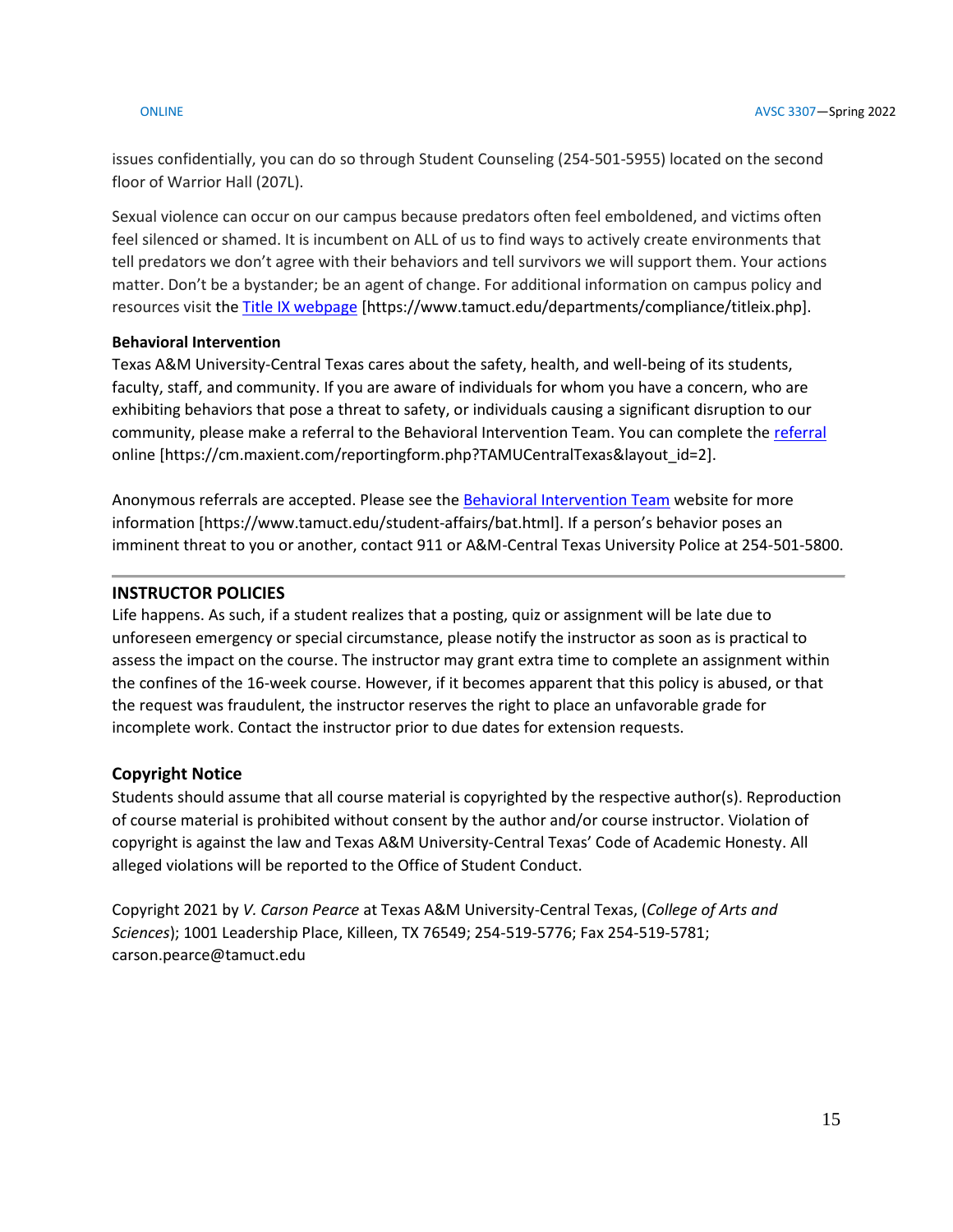issues confidentially, you can do so through Student Counseling (254-501-5955) located on the second floor of Warrior Hall (207L).

Sexual violence can occur on our campus because predators often feel emboldened, and victims often feel silenced or shamed. It is incumbent on ALL of us to find ways to actively create environments that tell predators we don't agree with their behaviors and tell survivors we will support them. Your actions matter. Don't be a bystander; be an agent of change. For additional information on campus policy and resources visit the Title IX webpage [https://www.tamuct.edu/departments/compliance/titleix.php].

**Behavioral Intervention**

Texas A&M University-Central Texas cares about the safety, health, and well-being of its students, faculty, staff, and community. If you are aware of individuals for whom you have a concern, who are exhibiting behaviors that pose a threat to safety, or individuals causing a significant disruption to our community, please make a referral to the Behavioral Intervention Team. You can complete the referral online [https://cm.maxient.com/reportingform.php?TAMUCentralTexas&layout_id=2].

Anonymous referrals are accepted. Please see the Behavioral Intervention Team website for more information [https://www.tamuct.edu/student-affairs/bat.html]. If a person's behavior poses an imminent threat to you or another, contact 911 or A&M-Central Texas University Police at 254-501-5800.

---

## INSTRUCTOR POLICIES

Life happens. As such, if a student realizes that a posting, quiz or assignment will be late due to unforeseen emergency or special circumstance, please notify the instructor as soon as is practical to assess the impact on the course. The instructor may grant extra time to complete an assignment within the confines of the 16-week course. However, if it becomes apparent that this policy is abused, or that the request was fraudulent, the instructor reserves the right to place an unfavorable grade for incomplete work. Contact the instructor prior to due dates for extension requests.

### Copyright Notice

Students should assume that all course material is copyrighted by the respective author(s). Reproduction of course material is prohibited without consent by the author and/or course instructor. Violation of copyright is against the law and Texas A&M University-Central Texas' Code of Academic Honesty. All alleged violations will be reported to the Office of Student Conduct.

Copyright 2021 by *V. Carson Pearce* at Texas A&M University-Central Texas, (*College of Arts and Sciences*); 1001 Leadership Place, Killeen, TX 76549; 254-519-5776; Fax 254-519-5781; carson.pearce@tamuct.edu